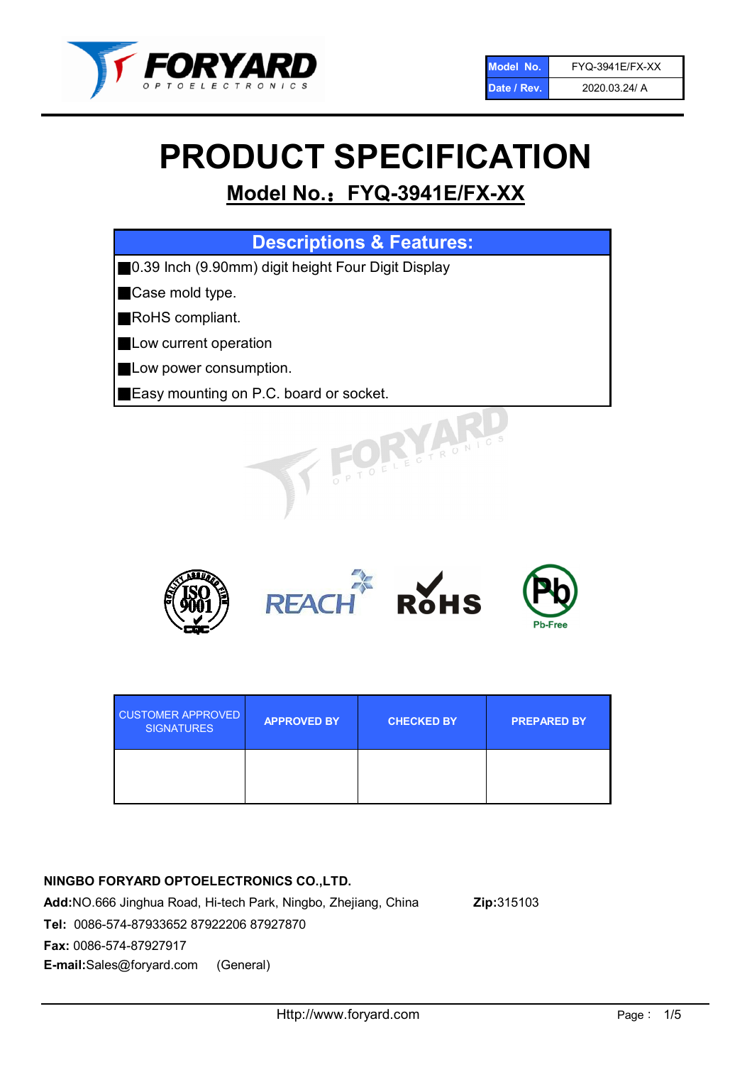| Model No. | FYQ-3941E/FX-XX |
|---|---|
| Date / Rev. | 2020.03.24/ A |

# PRODUCT SPECIFICATION

## Model No.： FYQ-3941E/FX-XX

### Descriptions & Features:

- 0.39 Inch (9.90mm) digit height Four Digit Display
- Case mold type.
- RoHS compliant.
- Low current operation
- Low power consumption.
- Easy mounting on P.C. board or socket.

| CUSTOMER APPROVED SIGNATURES | APPROVED BY | CHECKED BY | PREPARED BY |
|---|---|---|---|
| | | | |

**NINGBO FORYARD OPTOELECTRONICS CO.,LTD.**

**Add:**NO.666 Jinghua Road, Hi-tech Park, Ningbo, Zhejiang, China **Zip:**315103

**Tel:** 0086-574-87933652 87922206 87927870

**Fax:** 0086-574-87927917

**E-mail:**Sales@foryard.com (General)

Http://www.foryard.com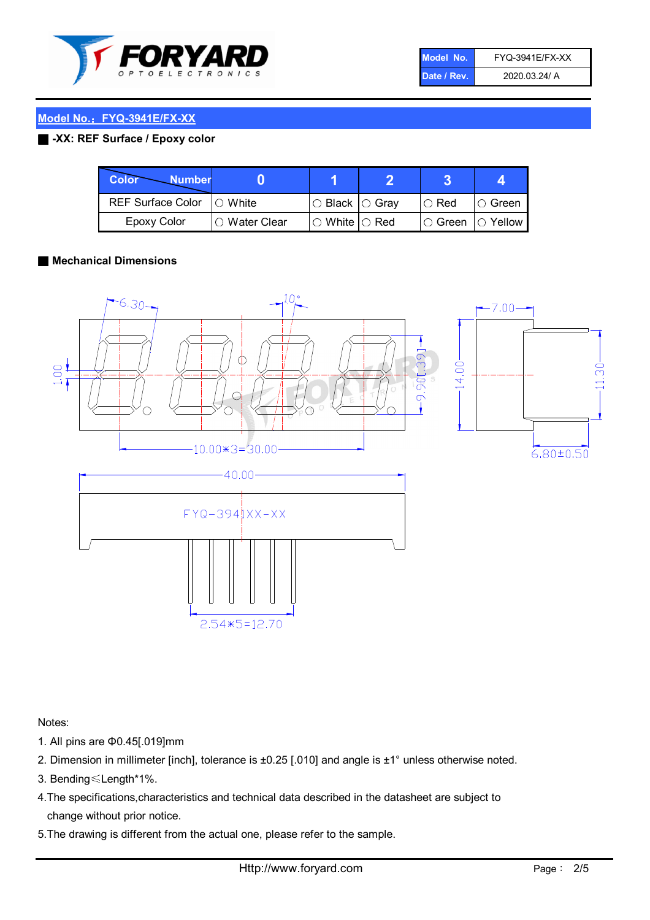| Model No. | FYQ-3941E/FX-XX |
|---|---|
| Date / Rev. | 2020.03.24/ A |

## Model No.：FYQ-3941E/FX-XX

### -XX: REF Surface / Epoxy color

| Color \ Number | 0 | 1 | 2 | 3 | 4 |
|---|---|---|---|---|---|
| REF Surface Color | ○ White | ○ Black | ○ Gray | ○ Red | ○ Green |
| Epoxy Color | ○ Water Clear | ○ White | ○ Red | ○ Green | ○ Yellow |

### Mechanical Dimensions

6.30
10°
7.00
1.00
9.90[.39]
14.00
11.30
10.00*3=30.00
6.80±0.50
40.00
FYQ-3941XX-XX
2.54*5=12.70

Notes:

1. All pins are Φ0.45[.019]mm
2. Dimension in millimeter [inch], tolerance is ±0.25 [.010] and angle is ±1° unless otherwise noted.
3. Bending≤Length*1%.
4. The specifications,characteristics and technical data described in the datasheet are subject to change without prior notice.
5. The drawing is different from the actual one, please refer to the sample.

Http://www.foryard.com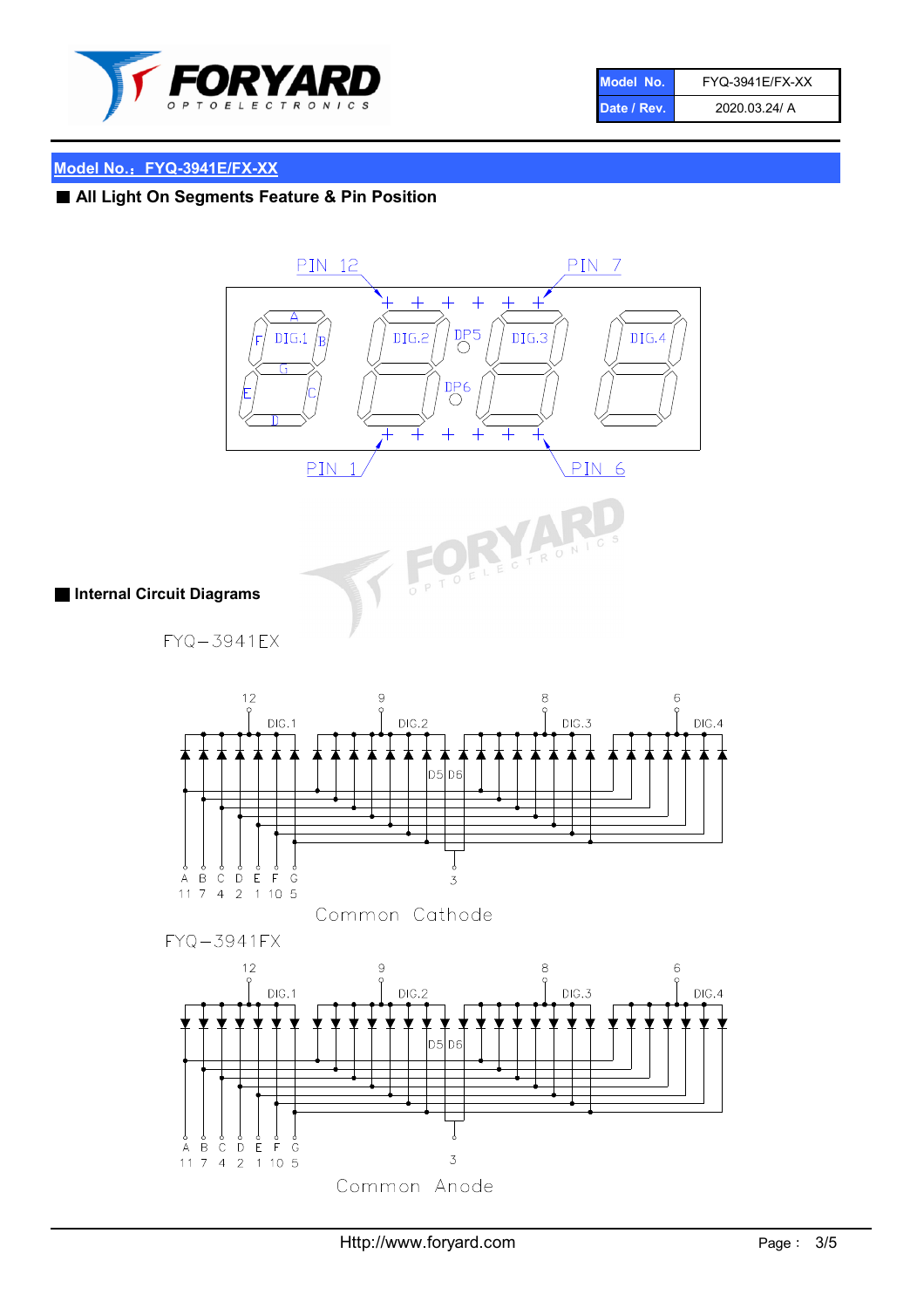| Model No. | FYQ-3941E/FX-XX |
| --- | --- |
| Date / Rev. | 2020.03.24/ A |

## Model No.：FYQ-3941E/FX-XX

### ■ All Light On Segments Feature & Pin Position

PIN 12

PIN 7

PIN 1

PIN 6

A B C D E F G

DIG.1 DIG.2 DIG.3 DIG.4

DP5 DP6

### ■ Internal Circuit Diagrams

FYQ−3941EX

12 9 8 6

DIG.1 DIG.2 DIG.3 DIG.4

D5 D6

A B C D E F G

11 7 4 2 1 10 5

3

Common Cathode

FYQ−3941FX

12 9 8 6

DIG.1 DIG.2 DIG.3 DIG.4

D5 D6

A B C D E F G

11 7 4 2 1 10 5

3

Common Anode

Http://www.foryard.com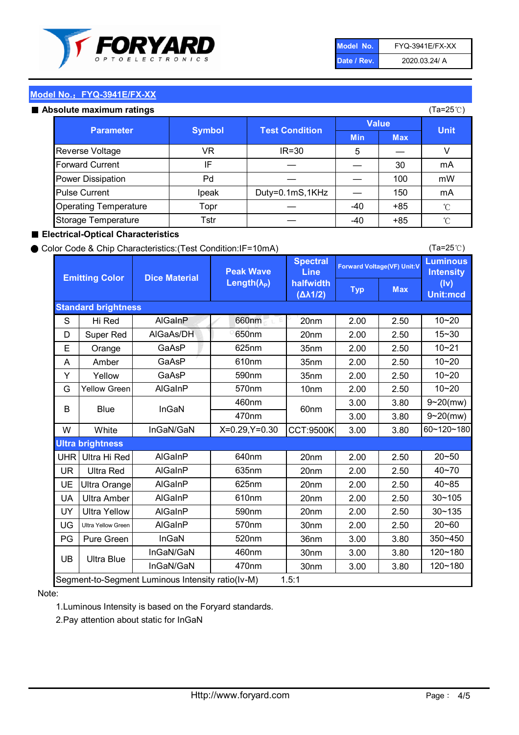| Model No. | FYQ-3941E/FX-XX |
|---|---|
| Date / Rev. | 2020.03.24/ A |

## Model No.：FYQ-3941E/FX-XX

### ■ Absolute maximum ratings

(Ta=25℃)

| Parameter | Symbol | Test Condition | Value | | Unit |
|---|---|---|---|---|---|
| | | | Min | Max | |
| Reverse Voltage | VR | IR=30 | 5 | — | V |
| Forward Current | IF | — | — | 30 | mA |
| Power Dissipation | Pd | — | — | 100 | mW |
| Pulse Current | Ipeak | Duty=0.1mS,1KHz | — | 150 | mA |
| Operating Temperature | Topr | — | -40 | +85 | ℃ |
| Storage Temperature | Tstr | — | -40 | +85 | ℃ |

### ■ Electrical-Optical Characteristics

● Color Code & Chip Characteristics:(Test Condition:IF=10mA)

(Ta=25℃)

| Emitting Color | | Dice Material | Peak Wave Length($\lambda_P$) | Spectral Line halfwidth ($\Delta\lambda 1/2$) | Forward Voltage(VF) Unit:V | | Luminous Intensity (Iv) Unit:mcd |
|---|---|---|---|---|---|---|---|
| | | | | | Typ | Max | |
| **Standard brightness** | | | | | | | |
| S | Hi Red | AlGaInP | 660nm | 20nm | 2.00 | 2.50 | 10~20 |
| D | Super Red | AlGaAs/DH | 650nm | 20nm | 2.00 | 2.50 | 15~30 |
| E | Orange | GaAsP | 625nm | 35nm | 2.00 | 2.50 | 10~21 |
| A | Amber | GaAsP | 610nm | 35nm | 2.00 | 2.50 | 10~20 |
| Y | Yellow | GaAsP | 590nm | 35nm | 2.00 | 2.50 | 10~20 |
| G | Yellow Green | AlGaInP | 570nm | 10nm | 2.00 | 2.50 | 10~20 |
| B | Blue | InGaN | 460nm | 60nm | 3.00 | 3.80 | 9~20(mw) |
| | | | 470nm | | 3.00 | 3.80 | 9~20(mw) |
| W | White | InGaN/GaN | X=0.29,Y=0.30 | CCT:9500K | 3.00 | 3.80 | 60~120~180 |
| **Ultra brightness** | | | | | | | |
| UHR | Ultra Hi Red | AlGaInP | 640nm | 20nm | 2.00 | 2.50 | 20~50 |
| UR | Ultra Red | AlGaInP | 635nm | 20nm | 2.00 | 2.50 | 40~70 |
| UE | Ultra Orange | AlGaInP | 625nm | 20nm | 2.00 | 2.50 | 40~85 |
| UA | Ultra Amber | AlGaInP | 610nm | 20nm | 2.00 | 2.50 | 30~105 |
| UY | Ultra Yellow | AlGaInP | 590nm | 20nm | 2.00 | 2.50 | 30~135 |
| UG | Ultra Yellow Green | AlGaInP | 570nm | 30nm | 2.00 | 2.50 | 20~60 |
| PG | Pure Green | InGaN | 520nm | 36nm | 3.00 | 3.80 | 350~450 |
| UB | Ultra Blue | InGaN/GaN | 460nm | 30nm | 3.00 | 3.80 | 120~180 |
| | | InGaN/GaN | 470nm | 30nm | 3.00 | 3.80 | 120~180 |
| Segment-to-Segment Luminous Intensity ratio(Iv-M) | | | 1.5:1 | | | | |

Note:

1.Luminous Intensity is based on the Foryard standards.

2.Pay attention about static for InGaN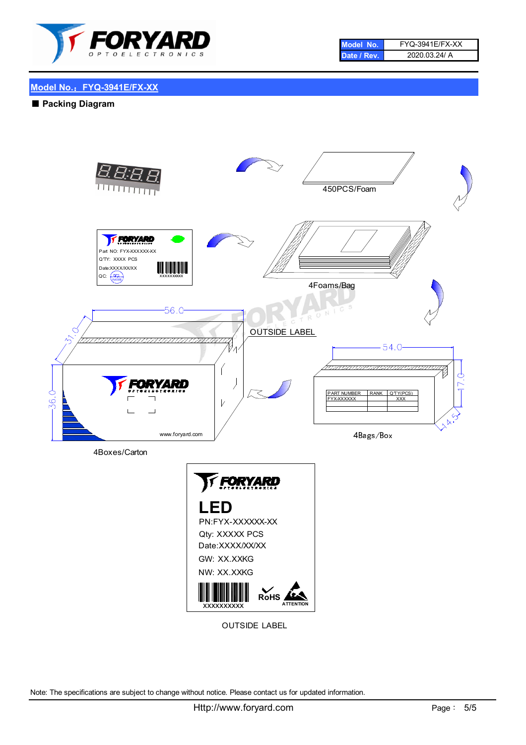| Model No. | FYQ-3941E/FX-XX |
|---|---|
| Date / Rev. | 2020.03.24/ A |

## Model No.：FYQ-3941E/FX-XX

■ Packing Diagram

450PCS/Foam

Part NO: FYX-XXXXXXX-XX
Q'TY: XXXX PCS
Date:XXXX/XX/XX
QC:
XXXXXXXXXX

4Foams/Bag

56.0
31.0
36.0

OUTSIDE LABEL

www.foryard.com

4Boxes/Carton

54.0
17.0
14.5

| PART NUMBER | RANK | Q'TY(PCS) |
|---|---|---|
| FYX-XXXXXX | | XXX |

4Bags/Box

LED
PN:FYX-XXXXXX-XX
Qty: XXXXX PCS
Date:XXXX/XX/XX
GW: XX.XXKG
NW: XX.XXKG
XXXXXXXXXX
RoHS
ATTENTION

OUTSIDE LABEL

Note: The specifications are subject to change without notice. Please contact us for updated information.

Http://www.foryard.com